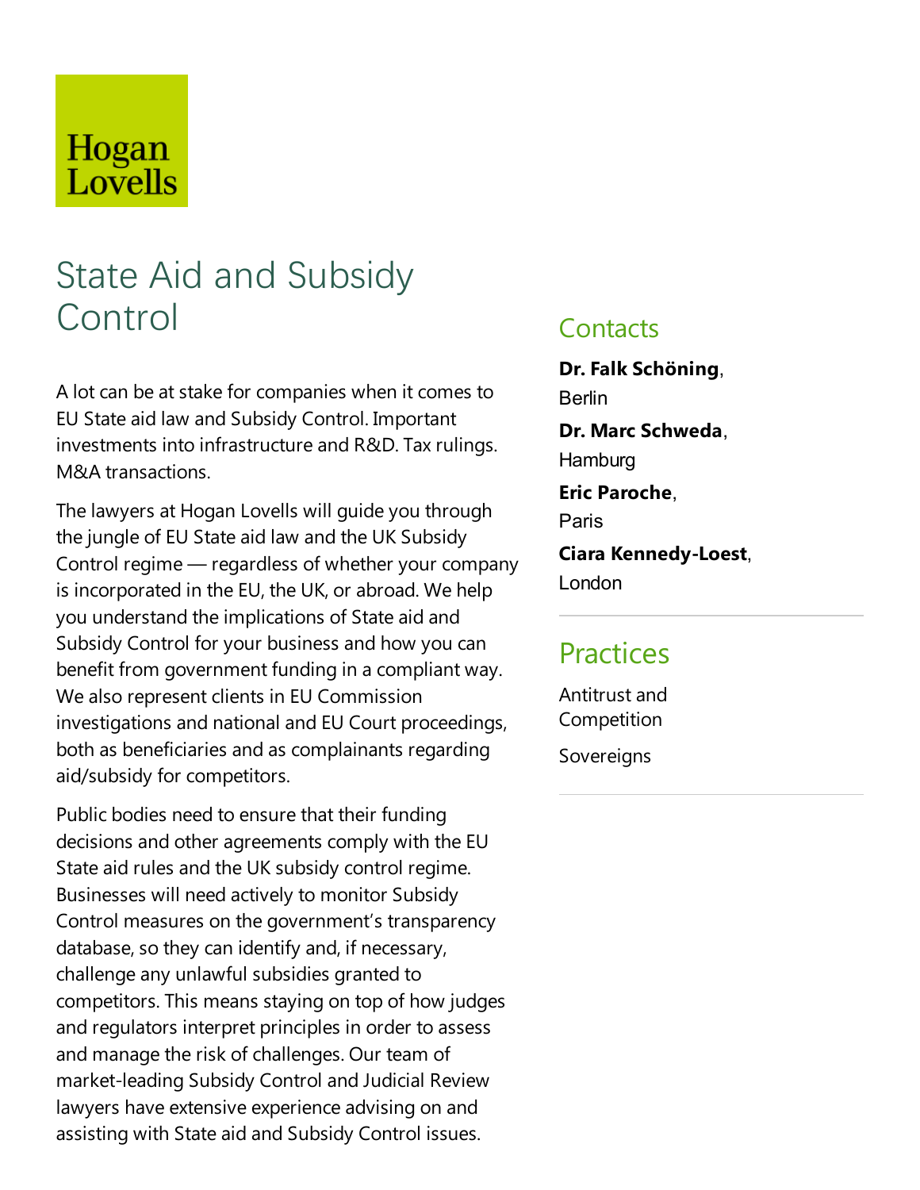Hogan Lovells

# State Aid and Subsidy Control

A lot can be at stake for companies when it comes to EU State aid law and Subsidy Control. Important investments into infrastructure and R&D. Tax rulings. M&A transactions.

The lawyers at Hogan Lovells will guide you through the jungle of EU State aid law and the UK Subsidy Control regime — regardless of whether your company is incorporated in the EU, the UK, or abroad. We help you understand the implications of State aid and Subsidy Control for your business and how you can benefit from government funding in a compliant way. We also represent clients in EU Commission investigations and national and EU Court proceedings, both as beneficiaries and as complainants regarding aid/subsidy for competitors.

Public bodies need to ensure that their funding decisions and other agreements comply with the EU State aid rules and the UK subsidy control regime. Businesses will need actively to monitor Subsidy Control measures on the government's transparency database, so they can identify and, if necessary, challenge any unlawful subsidies granted to competitors. This means staying on top of how judges and regulators interpret principles in order to assess and manage the risk of challenges. Our team of market-leading Subsidy Control and Judicial Review lawyers have extensive experience advising on and assisting with State aid and Subsidy Control issues.

## Contacts

**Dr. Falk Schöning**, Berlin

**Dr. Marc Schweda**, Hamburg

**Eric Paroche**, Paris

**Ciara Kennedy-Loest**, London

## Practices

Antitrust and Competition

Sovereigns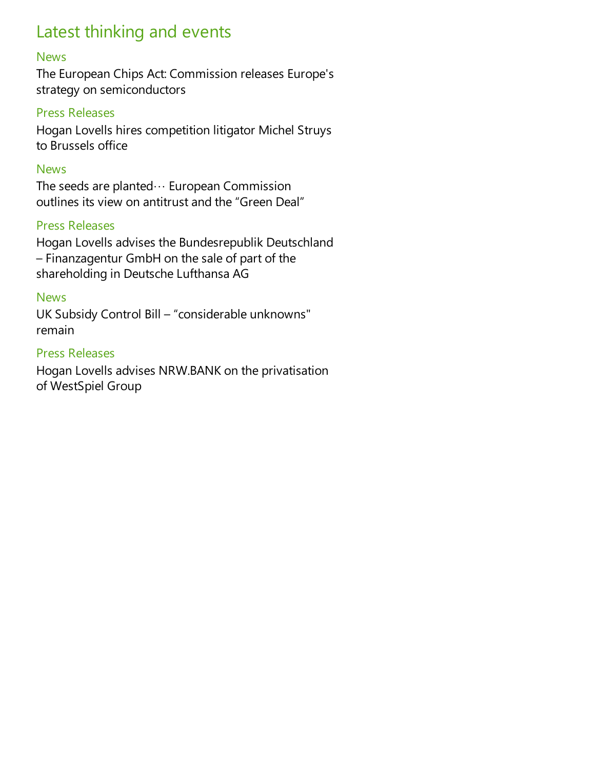## Latest thinking and events

News

The European Chips Act: Commission releases Europe's strategy on semiconductors

Press Releases

Hogan Lovells hires competition litigator Michel Struys to Brussels office

News

The seeds are planted··· European Commission outlines its view on antitrust and the “Green Deal”

Press Releases

Hogan Lovells advises the Bundesrepublik Deutschland – Finanzagentur GmbH on the sale of part of the shareholding in Deutsche Lufthansa AG

News

UK Subsidy Control Bill – “considerable unknowns" remain

Press Releases

Hogan Lovells advises NRW.BANK on the privatisation of WestSpiel Group